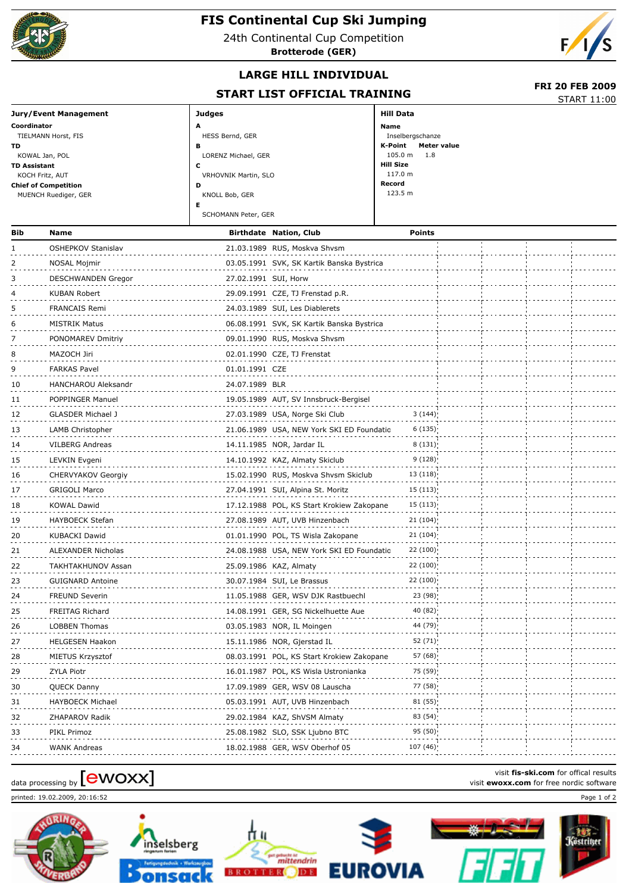# FIS Continental Cup Ski Jumping

24th Continental Cup Competition

**Brotterode (GER)**

## LARGE HILL INDIVIDUAL

### START LIST OFFICIAL TRAINING

**FRI 20 FEB 2009**

START 11:00

**Jury/Event Management**

**Coordinator**
TIELMANN Horst, FIS

**TD**
KOWAL Jan, POL

**TD Assistant**
KOCH Fritz, AUT

**Chief of Competition**
MUENCH Ruediger, GER

**Judges**

**A**
HESS Bernd, GER

**B**
LORENZ Michael, GER

**C**
VRHOVNIK Martin, SLO

**D**
KNOLL Bob, GER

**E**
SCHOMANN Peter, GER

**Hill Data**

**Name**
Inselbergschanze

**K-Point** 105.0 m — **Meter value** 1.8

**Hill Size**
117.0 m

**Record**
123.5 m

| Bib | Name | Birthdate | Nation, Club | Points |
|---|---|---|---|---|
| 1 | OSHEPKOV Stanislav | 21.03.1989 | RUS, Moskva Shvsm | |
| 2 | NOSAL Mojmir | 03.05.1991 | SVK, SK Kartik Banska Bystrica | |
| 3 | DESCHWANDEN Gregor | 27.02.1991 | SUI, Horw | |
| 4 | KUBAN Robert | 29.09.1991 | CZE, TJ Frenstad p.R. | |
| 5 | FRANCAIS Remi | 24.03.1989 | SUI, Les Diablerets | |
| 6 | MISTRIK Matus | 06.08.1991 | SVK, SK Kartik Banska Bystrica | |
| 7 | PONOMAREV Dmitriy | 09.01.1990 | RUS, Moskva Shvsm | |
| 8 | MAZOCH Jiri | 02.01.1990 | CZE, TJ Frenstat | |
| 9 | FARKAS Pavel | 01.01.1991 | CZE | |
| 10 | HANCHAROU Aleksandr | 24.07.1989 | BLR | |
| 11 | POPPINGER Manuel | 19.05.1989 | AUT, SV Innsbruck-Bergisel | |
| 12 | GLASDER Michael J | 27.03.1989 | USA, Norge Ski Club | 3 (144) |
| 13 | LAMB Christopher | 21.06.1989 | USA, NEW York SKI ED Foundatio | 6 (135) |
| 14 | VILBERG Andreas | 14.11.1985 | NOR, Jardar IL | 8 (131) |
| 15 | LEVKIN Evgeni | 14.10.1992 | KAZ, Almaty Skiclub | 9 (128) |
| 16 | CHERVYAKOV Georgiy | 15.02.1990 | RUS, Moskva Shvsm Skiclub | 13 (118) |
| 17 | GRIGOLI Marco | 27.04.1991 | SUI, Alpina St. Moritz | 15 (113) |
| 18 | KOWAL Dawid | 17.12.1988 | POL, KS Start Krokiew Zakopane | 15 (113) |
| 19 | HAYBOECK Stefan | 27.08.1989 | AUT, UVB Hinzenbach | 21 (104) |
| 20 | KUBACKI Dawid | 01.01.1990 | POL, TS Wisla Zakopane | 21 (104) |
| 21 | ALEXANDER Nicholas | 24.08.1988 | USA, NEW York SKI ED Foundatio | 22 (100) |
| 22 | TAKHTAKHUNOV Assan | 25.09.1986 | KAZ, Almaty | 22 (100) |
| 23 | GUIGNARD Antoine | 30.07.1984 | SUI, Le Brassus | 22 (100) |
| 24 | FREUND Severin | 11.05.1988 | GER, WSV DJK Rastbuechl | 23 (98) |
| 25 | FREITAG Richard | 14.08.1991 | GER, SG Nickelhuette Aue | 40 (82) |
| 26 | LOBBEN Thomas | 03.05.1983 | NOR, IL Moingen | 44 (79) |
| 27 | HELGESEN Haakon | 15.11.1986 | NOR, Gjerstad IL | 52 (71) |
| 28 | MIETUS Krzysztof | 08.03.1991 | POL, KS Start Krokiew Zakopane | 57 (68) |
| 29 | ZYLA Piotr | 16.01.1987 | POL, KS Wisla Ustronianka | 75 (59) |
| 30 | QUECK Danny | 17.09.1989 | GER, WSV 08 Lauscha | 77 (58) |
| 31 | HAYBOECK Michael | 05.03.1991 | AUT, UVB Hinzenbach | 81 (55) |
| 32 | ZHAPAROV Radik | 29.02.1984 | KAZ, ShVSM Almaty | 83 (54) |
| 33 | PIKL Primoz | 25.08.1982 | SLO, SSK Ljubno BTC | 95 (50) |
| 34 | WANK Andreas | 18.02.1988 | GER, WSV Oberhof 05 | 107 (46) |

data processing by [ewoxx]

visit **fis-ski.com** for offical results
visit **ewoxx.com** for free nordic software

printed: 19.02.2009, 20:16:52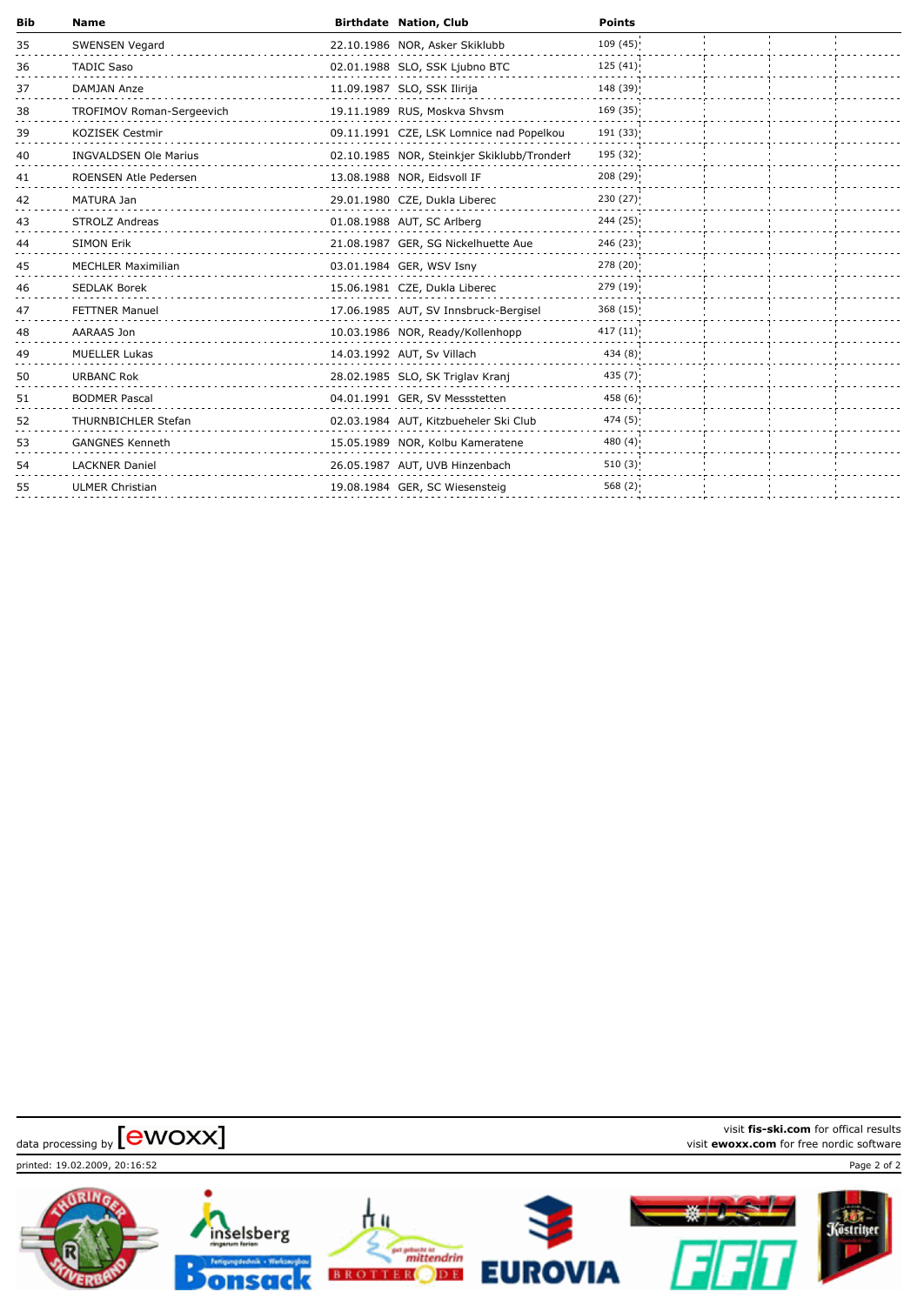| Bib | Name | Birthdate | Nation, Club | Points | | | |
|---|---|---|---|---|---|---|---|
| 35 | SWENSEN Vegard | 22.10.1986 | NOR, Asker Skiklubb | 109 (45) | | | |
| 36 | TADIC Saso | 02.01.1988 | SLO, SSK Ljubno BTC | 125 (41) | | | |
| 37 | DAMJAN Anze | 11.09.1987 | SLO, SSK Ilirija | 148 (39) | | | |
| 38 | TROFIMOV Roman-Sergeevich | 19.11.1989 | RUS, Moskva Shvsm | 169 (35) | | | |
| 39 | KOZISEK Cestmir | 09.11.1991 | CZE, LSK Lomnice nad Popelkou | 191 (33) | | | |
| 40 | INGVALDSEN Ole Marius | 02.10.1985 | NOR, Steinkjer Skiklubb/Trondert | 195 (32) | | | |
| 41 | ROENSEN Atle Pedersen | 13.08.1988 | NOR, Eidsvoll IF | 208 (29) | | | |
| 42 | MATURA Jan | 29.01.1980 | CZE, Dukla Liberec | 230 (27) | | | |
| 43 | STROLZ Andreas | 01.08.1988 | AUT, SC Arlberg | 244 (25) | | | |
| 44 | SIMON Erik | 21.08.1987 | GER, SG Nickelhuette Aue | 246 (23) | | | |
| 45 | MECHLER Maximilian | 03.01.1984 | GER, WSV Isny | 278 (20) | | | |
| 46 | SEDLAK Borek | 15.06.1981 | CZE, Dukla Liberec | 279 (19) | | | |
| 47 | FETTNER Manuel | 17.06.1985 | AUT, SV Innsbruck-Bergisel | 368 (15) | | | |
| 48 | AARAAS Jon | 10.03.1986 | NOR, Ready/Kollenhopp | 417 (11) | | | |
| 49 | MUELLER Lukas | 14.03.1992 | AUT, Sv Villach | 434 (8) | | | |
| 50 | URBANC Rok | 28.02.1985 | SLO, SK Triglav Kranj | 435 (7) | | | |
| 51 | BODMER Pascal | 04.01.1991 | GER, SV Messstetten | 458 (6) | | | |
| 52 | THURNBICHLER Stefan | 02.03.1984 | AUT, Kitzbueheler Ski Club | 474 (5) | | | |
| 53 | GANGNES Kenneth | 15.05.1989 | NOR, Kolbu Krameratene | 480 (4) | | | |
| 54 | LACKNER Daniel | 26.05.1987 | AUT, UVB Hinzenbach | 510 (3) | | | |
| 55 | ULMER Christian | 19.08.1984 | GER, SC Wiesensteig | 568 (2) | | | |

data processing by [ewoxx]

visit **fis-ski.com** for offical results
visit **ewoxx.com** for free nordic software

printed: 19.02.2009, 20:16:52